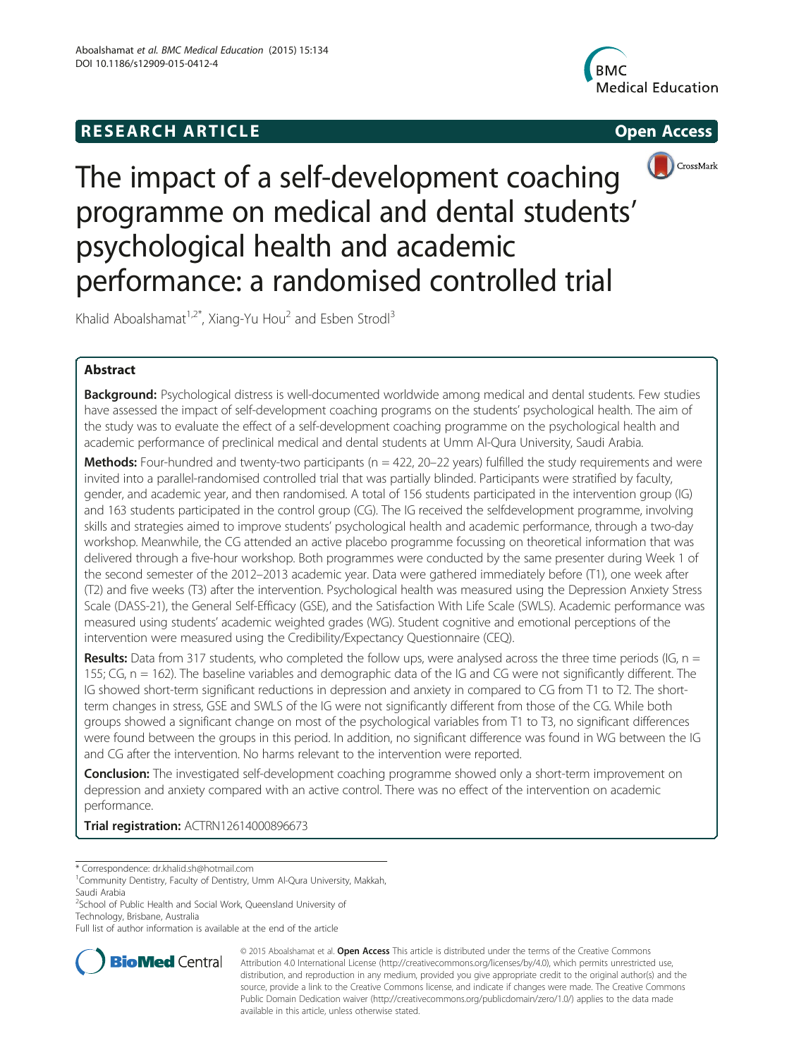RESEARCH ARTICLE

Open Access

# The impact of a self-development coaching programme on medical and dental students' psychological health and academic performance: a randomised controlled trial

Khalid Aboalshamat[1,2*], Xiang-Yu Hou[2] and Esben Strodl[3]

## Abstract

**Background:** Psychological distress is well-documented worldwide among medical and dental students. Few studies have assessed the impact of self-development coaching programs on the students' psychological health. The aim of the study was to evaluate the effect of a self-development coaching programme on the psychological health and academic performance of preclinical medical and dental students at Umm Al-Qura University, Saudi Arabia.

**Methods:** Four-hundred and twenty-two participants (n = 422, 20–22 years) fulfilled the study requirements and were invited into a parallel-randomised controlled trial that was partially blinded. Participants were stratified by faculty, gender, and academic year, and then randomised. A total of 156 students participated in the intervention group (IG) and 163 students participated in the control group (CG). The IG received the selfdevelopment programme, involving skills and strategies aimed to improve students' psychological health and academic performance, through a two-day workshop. Meanwhile, the CG attended an active placebo programme focussing on theoretical information that was delivered through a five-hour workshop. Both programmes were conducted by the same presenter during Week 1 of the second semester of the 2012–2013 academic year. Data were gathered immediately before (T1), one week after (T2) and five weeks (T3) after the intervention. Psychological health was measured using the Depression Anxiety Stress Scale (DASS-21), the General Self-Efficacy (GSE), and the Satisfaction With Life Scale (SWLS). Academic performance was measured using students' academic weighted grades (WG). Student cognitive and emotional perceptions of the intervention were measured using the Credibility/Expectancy Questionnaire (CEQ).

**Results:** Data from 317 students, who completed the follow ups, were analysed across the three time periods (IG, n = 155; CG, n = 162). The baseline variables and demographic data of the IG and CG were not significantly different. The IG showed short-term significant reductions in depression and anxiety in compared to CG from T1 to T2. The short-term changes in stress, GSE and SWLS of the IG were not significantly different from those of the CG. While both groups showed a significant change on most of the psychological variables from T1 to T3, no significant differences were found between the groups in this period. In addition, no significant difference was found in WG between the IG and CG after the intervention. No harms relevant to the intervention were reported.

**Conclusion:** The investigated self-development coaching programme showed only a short-term improvement on depression and anxiety compared with an active control. There was no effect of the intervention on academic performance.

**Trial registration:** ACTRN12614000896673

---

\* Correspondence: dr.khalid.sh@hotmail.com
[1]Community Dentistry, Faculty of Dentistry, Umm Al-Qura University, Makkah, Saudi Arabia
[2]School of Public Health and Social Work, Queensland University of Technology, Brisbane, Australia
Full list of author information is available at the end of the article

© 2015 Aboalshamat et al. **Open Access** This article is distributed under the terms of the Creative Commons Attribution 4.0 International License (http://creativecommons.org/licenses/by/4.0/), which permits unrestricted use, distribution, and reproduction in any medium, provided you give appropriate credit to the original author(s) and the source, provide a link to the Creative Commons license, and indicate if changes were made. The Creative Commons Public Domain Dedication waiver (http://creativecommons.org/publicdomain/zero/1.0/) applies to the data made available in this article, unless otherwise stated.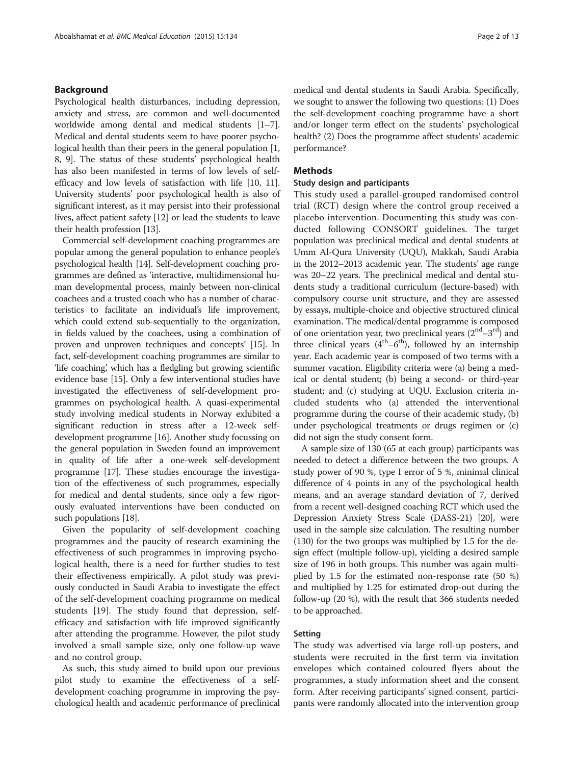## Background

Psychological health disturbances, including depression, anxiety and stress, are common and well-documented worldwide among dental and medical students [1–7]. Medical and dental students seem to have poorer psychological health than their peers in the general population [1, 8, 9]. The status of these students' psychological health has also been manifested in terms of low levels of self-efficacy and low levels of satisfaction with life [10, 11]. University students' poor psychological health is also of significant interest, as it may persist into their professional lives, affect patient safety [12] or lead the students to leave their health profession [13].

Commercial self-development coaching programmes are popular among the general population to enhance people's psychological health [14]. Self-development coaching programmes are defined as 'interactive, multidimensional human developmental process, mainly between non-clinical coachees and a trusted coach who has a number of characteristics to facilitate an individual's life improvement, which could extend sub-sequentially to the organization, in fields valued by the coachees, using a combination of proven and unproven techniques and concepts' [15]. In fact, self-development coaching programmes are similar to 'life coaching', which has a fledgling but growing scientific evidence base [15]. Only a few interventional studies have investigated the effectiveness of self-development programmes on psychological health. A quasi-experimental study involving medical students in Norway exhibited a significant reduction in stress after a 12-week self-development programme [16]. Another study focussing on the general population in Sweden found an improvement in quality of life after a one-week self-development programme [17]. These studies encourage the investigation of the effectiveness of such programmes, especially for medical and dental students, since only a few rigorously evaluated interventions have been conducted on such populations [18].

Given the popularity of self-development coaching programmes and the paucity of research examining the effectiveness of such programmes in improving psychological health, there is a need for further studies to test their effectiveness empirically. A pilot study was previously conducted in Saudi Arabia to investigate the effect of the self-development coaching programme on medical students [19]. The study found that depression, self-efficacy and satisfaction with life improved significantly after attending the programme. However, the pilot study involved a small sample size, only one follow-up wave and no control group.

As such, this study aimed to build upon our previous pilot study to examine the effectiveness of a self-development coaching programme in improving the psychological health and academic performance of preclinical medical and dental students in Saudi Arabia. Specifically, we sought to answer the following two questions: (1) Does the self-development coaching programme have a short and/or longer term effect on the students' psychological health? (2) Does the programme affect students' academic performance?

## Methods

### Study design and participants

This study used a parallel-grouped randomised control trial (RCT) design where the control group received a placebo intervention. Documenting this study was conducted following CONSORT guidelines. The target population was preclinical medical and dental students at Umm Al-Qura University (UQU), Makkah, Saudi Arabia in the 2012–2013 academic year. The students' age range was 20–22 years. The preclinical medical and dental students study a traditional curriculum (lecture-based) with compulsory course unit structure, and they are assessed by essays, multiple-choice and objective structured clinical examination. The medical/dental programme is composed of one orientation year, two preclinical years ($2^{nd}$–$3^{rd}$) and three clinical years ($4^{th}$–$6^{th}$), followed by an internship year. Each academic year is composed of two terms with a summer vacation. Eligibility criteria were (a) being a medical or dental student; (b) being a second- or third-year student; and (c) studying at UQU. Exclusion criteria included students who (a) attended the interventional programme during the course of their academic study, (b) under psychological treatments or drugs regimen or (c) did not sign the study consent form.

A sample size of 130 (65 at each group) participants was needed to detect a difference between the two groups. A study power of 90 %, type I error of 5 %, minimal clinical difference of 4 points in any of the psychological health means, and an average standard deviation of 7, derived from a recent well-designed coaching RCT which used the Depression Anxiety Stress Scale (DASS-21) [20], were used in the sample size calculation. The resulting number (130) for the two groups was multiplied by 1.5 for the design effect (multiple follow-up), yielding a desired sample size of 196 in both groups. This number was again multiplied by 1.5 for the estimated non-response rate (50 %) and multiplied by 1.25 for estimated drop-out during the follow-up (20 %), with the result that 366 students needed to be approached.

### Setting

The study was advertised via large roll-up posters, and students were recruited in the first term via invitation envelopes which contained coloured flyers about the programmes, a study information sheet and the consent form. After receiving participants' signed consent, participants were randomly allocated into the intervention group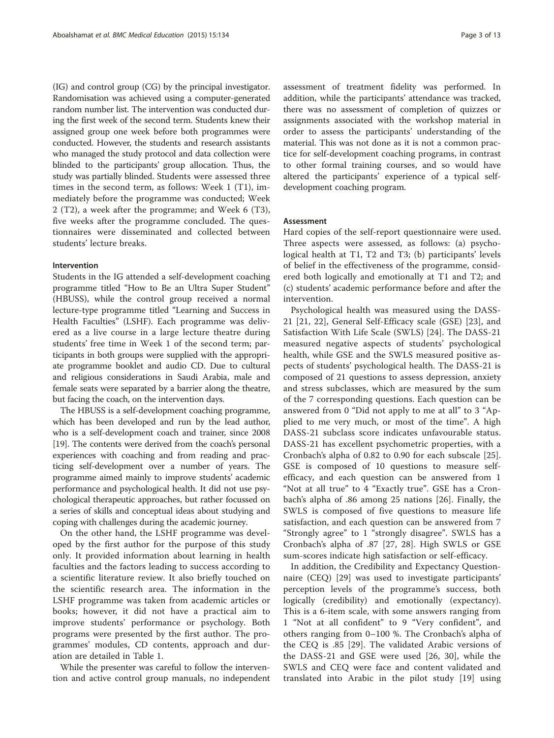(IG) and control group (CG) by the principal investigator. Randomisation was achieved using a computer-generated random number list. The intervention was conducted during the first week of the second term. Students knew their assigned group one week before both programmes were conducted. However, the students and research assistants who managed the study protocol and data collection were blinded to the participants' group allocation. Thus, the study was partially blinded. Students were assessed three times in the second term, as follows: Week 1 (T1), immediately before the programme was conducted; Week 2 (T2), a week after the programme; and Week 6 (T3), five weeks after the programme concluded. The questionnaires were disseminated and collected between students' lecture breaks.

#### Intervention

Students in the IG attended a self-development coaching programme titled "How to Be an Ultra Super Student" (HBUSS), while the control group received a normal lecture-type programme titled "Learning and Success in Health Faculties" (LSHF). Each programme was delivered as a live course in a large lecture theatre during students' free time in Week 1 of the second term; participants in both groups were supplied with the appropriate programme booklet and audio CD. Due to cultural and religious considerations in Saudi Arabia, male and female seats were separated by a barrier along the theatre, but facing the coach, on the intervention days.

The HBUSS is a self-development coaching programme, which has been developed and run by the lead author, who is a self-development coach and trainer, since 2008 [19]. The contents were derived from the coach's personal experiences with coaching and from reading and practicing self-development over a number of years. The programme aimed mainly to improve students' academic performance and psychological health. It did not use psychological therapeutic approaches, but rather focussed on a series of skills and conceptual ideas about studying and coping with challenges during the academic journey.

On the other hand, the LSHF programme was developed by the first author for the purpose of this study only. It provided information about learning in health faculties and the factors leading to success according to a scientific literature review. It also briefly touched on the scientific research area. The information in the LSHF programme was taken from academic articles or books; however, it did not have a practical aim to improve students' performance or psychology. Both programs were presented by the first author. The programmes' modules, CD contents, approach and duration are detailed in Table 1.

While the presenter was careful to follow the intervention and active control group manuals, no independent assessment of treatment fidelity was performed. In addition, while the participants' attendance was tracked, there was no assessment of completion of quizzes or assignments associated with the workshop material in order to assess the participants' understanding of the material. This was not done as it is not a common practice for self-development coaching programs, in contrast to other formal training courses, and so would have altered the participants' experience of a typical self-development coaching program.

#### Assessment

Hard copies of the self-report questionnaire were used. Three aspects were assessed, as follows: (a) psychological health at T1, T2 and T3; (b) participants' levels of belief in the effectiveness of the programme, considered both logically and emotionally at T1 and T2; and (c) students' academic performance before and after the intervention.

Psychological health was measured using the DASS-21 [21, 22], General Self-Efficacy scale (GSE) [23], and Satisfaction With Life Scale (SWLS) [24]. The DASS-21 measured negative aspects of students' psychological health, while GSE and the SWLS measured positive aspects of students' psychological health. The DASS-21 is composed of 21 questions to assess depression, anxiety and stress subclasses, which are measured by the sum of the 7 corresponding questions. Each question can be answered from 0 "Did not apply to me at all" to 3 "Applied to me very much, or most of the time". A high DASS-21 subclass score indicates unfavourable status. DASS-21 has excellent psychometric properties, with a Cronbach's alpha of 0.82 to 0.90 for each subscale [25]. GSE is composed of 10 questions to measure self-efficacy, and each question can be answered from 1 "Not at all true" to 4 "Exactly true". GSE has a Cronbach's alpha of .86 among 25 nations [26]. Finally, the SWLS is composed of five questions to measure life satisfaction, and each question can be answered from 7 "Strongly agree" to 1 "strongly disagree". SWLS has a Cronbach's alpha of .87 [27, 28]. High SWLS or GSE sum-scores indicate high satisfaction or self-efficacy.

In addition, the Credibility and Expectancy Questionnaire (CEQ) [29] was used to investigate participants' perception levels of the programme's success, both logically (credibility) and emotionally (expectancy). This is a 6-item scale, with some answers ranging from 1 "Not at all confident" to 9 "Very confident", and others ranging from 0–100 %. The Cronbach's alpha of the CEQ is .85 [29]. The validated Arabic versions of the DASS-21 and GSE were used [26, 30], while the SWLS and CEQ were face and content validated and translated into Arabic in the pilot study [19] using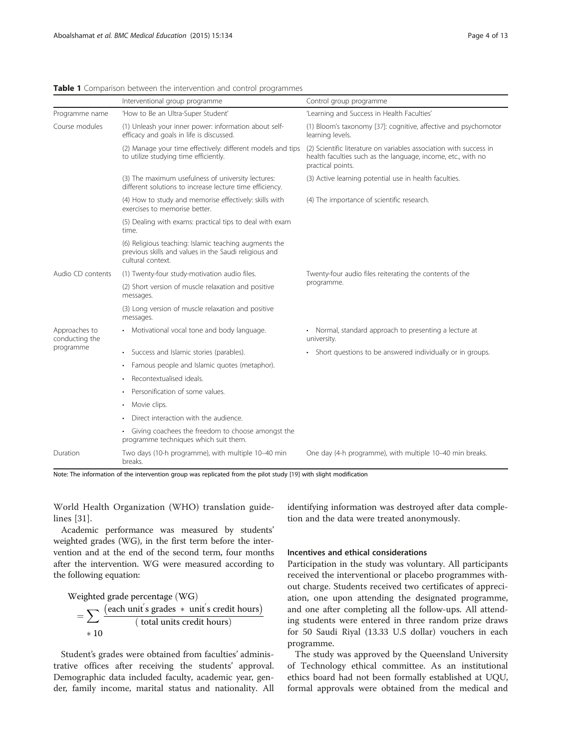**Table 1** Comparison between the intervention and control programmes

| | Interventional group programme | Control group programme |
|---|---|---|
| Programme name | 'How to Be an Ultra-Super Student' | 'Learning and Success in Health Faculties' |
| Course modules | (1) Unleash your inner power: information about self-efficacy and goals in life is discussed. | (1) Bloom's taxonomy [37]: cognitive, affective and psychomotor learning levels. |
| | (2) Manage your time effectively: different models and tips to utilize studying time efficiently. | (2) Scientific literature on variables association with success in health faculties such as the language, income, etc., with no practical points. |
| | (3) The maximum usefulness of university lectures: different solutions to increase lecture time efficiency. | (3) Active learning potential use in health faculties. |
| | (4) How to study and memorise effectively: skills with exercises to memorise better. | (4) The importance of scientific research. |
| | (5) Dealing with exams: practical tips to deal with exam time. | |
| | (6) Religious teaching: Islamic teaching augments the previous skills and values in the Saudi religious and cultural context. | |
| Audio CD contents | (1) Twenty-four study-motivation audio files. | Twenty-four audio files reiterating the contents of the programme. |
| | (2) Short version of muscle relaxation and positive messages. | |
| | (3) Long version of muscle relaxation and positive messages. | |
| Approaches to conducting the programme | • Motivational vocal tone and body language. | • Normal, standard approach to presenting a lecture at university. |
| | • Success and Islamic stories (parables). | • Short questions to be answered individually or in groups. |
| | • Famous people and Islamic quotes (metaphor). | |
| | • Recontextualised ideals. | |
| | • Personification of some values. | |
| | • Movie clips. | |
| | • Direct interaction with the audience. | |
| | • Giving coachees the freedom to choose amongst the programme techniques which suit them. | |
| Duration | Two days (10-h programme), with multiple 10–40 min breaks. | One day (4-h programme), with multiple 10–40 min breaks. |

Note: The information of the intervention group was replicated from the pilot study [19] with slight modification

World Health Organization (WHO) translation guidelines [31].

Academic performance was measured by students' weighted grades (WG), in the first term before the intervention and at the end of the second term, four months after the intervention. WG were measured according to the following equation:

$$\text{Weighted grade percentage (WG)} = \sum \frac{(\text{each unit's grades} \ * \ \text{unit's credit hours})}{(\text{total units credit hours})} * 10$$

Student's grades were obtained from faculties' administrative offices after receiving the students' approval. Demographic data included faculty, academic year, gender, family income, marital status and nationality. All identifying information was destroyed after data completion and the data were treated anonymously.

### Incentives and ethical considerations

Participation in the study was voluntary. All participants received the interventional or placebo programmes without charge. Students received two certificates of appreciation, one upon attending the designated programme, and one after completing all the follow-ups. All attending students were entered in three random prize draws for 50 Saudi Riyal (13.33 U.S dollar) vouchers in each programme.

The study was approved by the Queensland University of Technology ethical committee. As an institutional ethics board had not been formally established at UQU, formal approvals were obtained from the medical and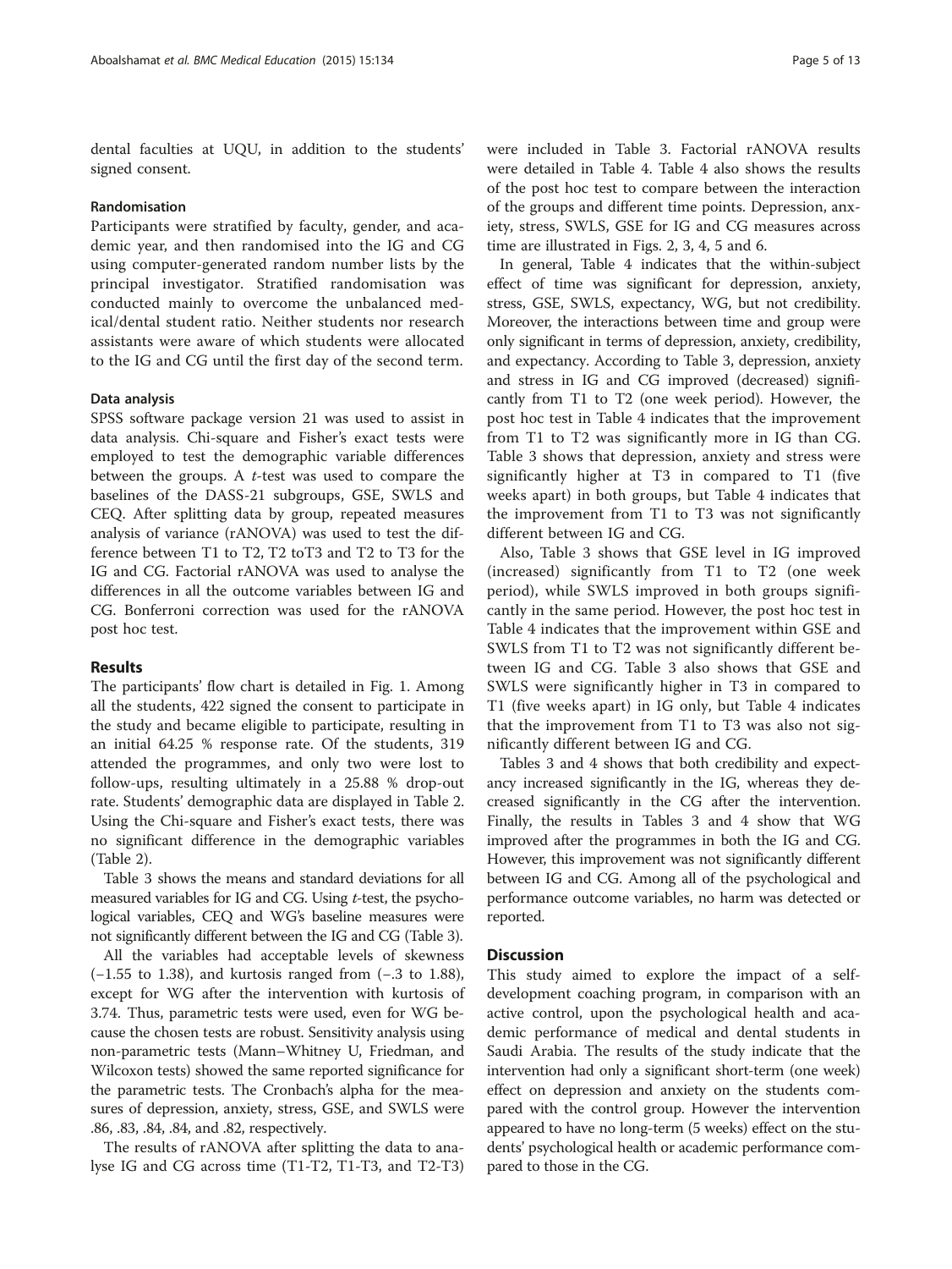dental faculties at UQU, in addition to the students' signed consent.

### Randomisation

Participants were stratified by faculty, gender, and academic year, and then randomised into the IG and CG using computer-generated random number lists by the principal investigator. Stratified randomisation was conducted mainly to overcome the unbalanced medical/dental student ratio. Neither students nor research assistants were aware of which students were allocated to the IG and CG until the first day of the second term.

### Data analysis

SPSS software package version 21 was used to assist in data analysis. Chi-square and Fisher's exact tests were employed to test the demographic variable differences between the groups. A *t*-test was used to compare the baselines of the DASS-21 subgroups, GSE, SWLS and CEQ. After splitting data by group, repeated measures analysis of variance (rANOVA) was used to test the difference between T1 to T2, T2 toT3 and T2 to T3 for the IG and CG. Factorial rANOVA was used to analyse the differences in all the outcome variables between IG and CG. Bonferroni correction was used for the rANOVA post hoc test.

## Results

The participants' flow chart is detailed in Fig. 1. Among all the students, 422 signed the consent to participate in the study and became eligible to participate, resulting in an initial 64.25 % response rate. Of the students, 319 attended the programmes, and only two were lost to follow-ups, resulting ultimately in a 25.88 % drop-out rate. Students' demographic data are displayed in Table 2. Using the Chi-square and Fisher's exact tests, there was no significant difference in the demographic variables (Table 2).

Table 3 shows the means and standard deviations for all measured variables for IG and CG. Using *t*-test, the psychological variables, CEQ and WG's baseline measures were not significantly different between the IG and CG (Table 3).

All the variables had acceptable levels of skewness (−1.55 to 1.38), and kurtosis ranged from (−.3 to 1.88), except for WG after the intervention with kurtosis of 3.74. Thus, parametric tests were used, even for WG because the chosen tests are robust. Sensitivity analysis using non-parametric tests (Mann–Whitney U, Friedman, and Wilcoxon tests) showed the same reported significance for the parametric tests. The Cronbach's alpha for the measures of depression, anxiety, stress, GSE, and SWLS were .86, .83, .84, .84, and .82, respectively.

The results of rANOVA after splitting the data to analyse IG and CG across time (T1-T2, T1-T3, and T2-T3) were included in Table 3. Factorial rANOVA results were detailed in Table 4. Table 4 also shows the results of the post hoc test to compare between the interaction of the groups and different time points. Depression, anxiety, stress, SWLS, GSE for IG and CG measures across time are illustrated in Figs. 2, 3, 4, 5 and 6.

In general, Table 4 indicates that the within-subject effect of time was significant for depression, anxiety, stress, GSE, SWLS, expectancy, WG, but not credibility. Moreover, the interactions between time and group were only significant in terms of depression, anxiety, credibility, and expectancy. According to Table 3, depression, anxiety and stress in IG and CG improved (decreased) significantly from T1 to T2 (one week period). However, the post hoc test in Table 4 indicates that the improvement from T1 to T2 was significantly more in IG than CG. Table 3 shows that depression, anxiety and stress were significantly higher at T3 in compared to T1 (five weeks apart) in both groups, but Table 4 indicates that the improvement from T1 to T3 was not significantly different between IG and CG.

Also, Table 3 shows that GSE level in IG improved (increased) significantly from T1 to T2 (one week period), while SWLS improved in both groups significantly in the same period. However, the post hoc test in Table 4 indicates that the improvement within GSE and SWLS from T1 to T2 was not significantly different between IG and CG. Table 3 also shows that GSE and SWLS were significantly higher in T3 in compared to T1 (five weeks apart) in IG only, but Table 4 indicates that the improvement from T1 to T3 was also not significantly different between IG and CG.

Tables 3 and 4 shows that both credibility and expectancy increased significantly in the IG, whereas they decreased significantly in the CG after the intervention. Finally, the results in Tables 3 and 4 show that WG improved after the programmes in both the IG and CG. However, this improvement was not significantly different between IG and CG. Among all of the psychological and performance outcome variables, no harm was detected or reported.

## Discussion

This study aimed to explore the impact of a self-development coaching program, in comparison with an active control, upon the psychological health and academic performance of medical and dental students in Saudi Arabia. The results of the study indicate that the intervention had only a significant short-term (one week) effect on depression and anxiety on the students compared with the control group. However the intervention appeared to have no long-term (5 weeks) effect on the students' psychological health or academic performance compared to those in the CG.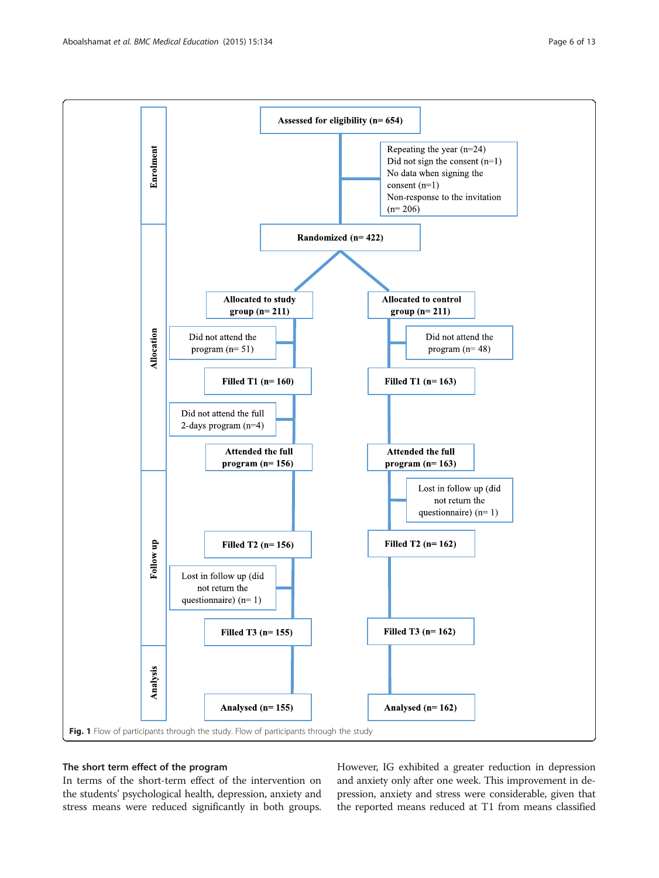Enrolment

**Assessed for eligibility (n= 654)**

Repeating the year (n=24)
Did not sign the consent (n=1)
No data when signing the consent (n=1)
Non-response to the invitation (n= 206)

**Randomized (n= 422)**

Allocation

| Study group | Control group |
|---|---|
| **Allocated to study group (n= 211)** | **Allocated to control group (n= 211)** |
| Did not attend the program (n= 51) | Did not attend the program (n= 48) |
| **Filled T1 (n= 160)** | **Filled T1 (n= 163)** |
| Did not attend the full 2-days program (n=4) | |
| **Attended the full program (n= 156)** | **Attended the full program (n= 163)** |
| | Lost in follow up (did not return the questionnaire) (n= 1) |
| **Filled T2 (n= 156)** | **Filled T2 (n= 162)** |
| Lost in follow up (did not return the questionnaire) (n= 1) | |
| **Filled T3 (n= 155)** | **Filled T3 (n= 162)** |
| **Analysed (n= 155)** | **Analysed (n= 162)** |

Follow up

Analysis

**Fig. 1** Flow of participants through the study. Flow of participants through the study

### The short term effect of the program

In terms of the short-term effect of the intervention on the students' psychological health, depression, anxiety and stress means were reduced significantly in both groups. However, IG exhibited a greater reduction in depression and anxiety only after one week. This improvement in depression, anxiety and stress were considerable, given that the reported means reduced at T1 from means classified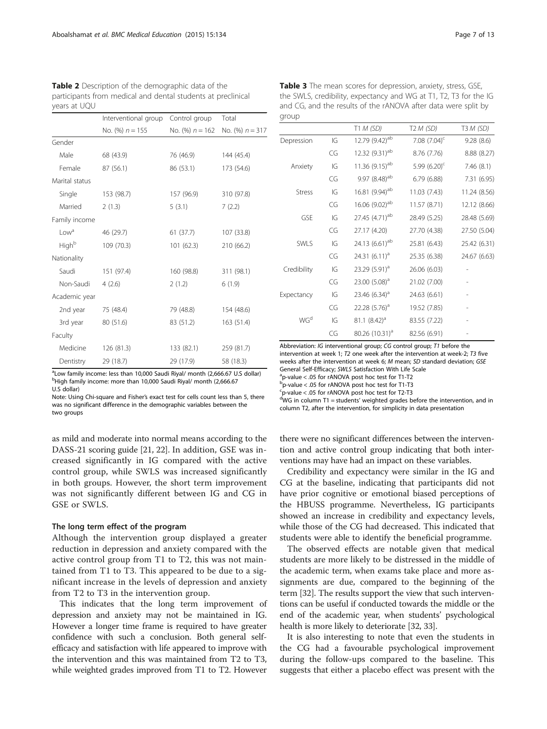**Table 2** Description of the demographic data of the participants from medical and dental students at preclinical years at UQU

| | Interventional group | Control group | Total |
|---|---|---|---|
| | No. (%) $n = 155$ | No. (%) $n = 162$ | No. (%) $n = 317$ |
| Gender | | | |
| Male | 68 (43.9) | 76 (46.9) | 144 (45.4) |
| Female | 87 (56.1) | 86 (53.1) | 173 (54.6) |
| Marital status | | | |
| Single | 153 (98.7) | 157 (96.9) | 310 (97.8) |
| Married | 2 (1.3) | 5 (3.1) | 7 (2.2) |
| Family income | | | |
| Low[a] | 46 (29.7) | 61 (37.7) | 107 (33.8) |
| High[b] | 109 (70.3) | 101 (62.3) | 210 (66.2) |
| Nationality | | | |
| Saudi | 151 (97.4) | 160 (98.8) | 311 (98.1) |
| Non-Saudi | 4 (2.6) | 2 (1.2) | 6 (1.9) |
| Academic year | | | |
| 2nd year | 75 (48.4) | 79 (48.8) | 154 (48.6) |
| 3rd year | 80 (51.6) | 83 (51.2) | 163 (51.4) |
| Faculty | | | |
| Medicine | 126 (81.3) | 133 (82.1) | 259 (81.7) |
| Dentistry | 29 (18.7) | 29 (17.9) | 58 (18.3) |

[a]Low family income: less than 10,000 Saudi Riyal/ month (2,666.67 U.S dollar)
[b]High family income: more than 10,000 Saudi Riyal/ month (2,666.67 U.S dollar)
Note: Using Chi-square and Fisher's exact test for cells count less than 5, there was no significant difference in the demographic variables between the two groups

**Table 3** The mean scores for depression, anxiety, stress, GSE, the SWLS, credibility, expectancy and WG at T1, T2, T3 for the IG and CG, and the results of the rANOVA after data were split by group

| | | T1 *M (SD)* | T2 *M (SD)* | T3 *M (SD)* |
|---|---|---|---|---|
| Depression | IG | 12.79 (9.42)[ab] | 7.08 (7.04)[c] | 9.28 (8.6) |
| | CG | 12.32 (9.31)[ab] | 8.76 (7.76) | 8.88 (8.27) |
| Anxiety | IG | 11.36 (9.15)[ab] | 5.99 (6.20)[c] | 7.46 (8.1) |
| | CG | 9.97 (8.48)[ab] | 6.79 (6.88) | 7.31 (6.95) |
| Stress | IG | 16.81 (9.94)[ab] | 11.03 (7.43) | 11.24 (8.56) |
| | CG | 16.06 (9.02)[ab] | 11.57 (8.71) | 12.12 (8.66) |
| GSE | IG | 27.45 (4.71)[ab] | 28.49 (5.25) | 28.48 (5.69) |
| | CG | 27.17 (4.20) | 27.70 (4.38) | 27.50 (5.04) |
| SWLS | IG | 24.13 (6.61)[ab] | 25.81 (6.43) | 25.42 (6.31) |
| | CG | 24.31 (6.11)[a] | 25.35 (6.38) | 24.67 (6.63) |
| Credibility | IG | 23.29 (5.91)[a] | 26.06 (6.03) | - |
| | CG | 23.00 (5.08)[a] | 21.02 (7.00) | - |
| Expectancy | IG | 23.46 (6.34)[a] | 24.63 (6.61) | - |
| | CG | 22.28 (5.76)[a] | 19.52 (7.85) | - |
| WG[d] | IG | 81.1 (8.42)[a] | 83.55 (7.22) | - |
| | CG | 80.26 (10.31)[a] | 82.56 (6.91) | - |

Abbreviation: *IG* interventional group; *CG* control group; *T1* before the intervention at week 1; *T2* one week after the intervention at week-2; *T3* five weeks after the intervention at week 6; *M* mean; *SD* standard deviation; *GSE* General Self-Efficacy; *SWLS* Satisfaction With Life Scale
[a]p-value < .05 for rANOVA post hoc test for T1-T2
[b]p-value < .05 for rANOVA post hoc test for T1-T3
[c]p-value < .05 for rANOVA post hoc test for T2-T3
[d]WG in column T1 = students' weighted grades before the intervention, and in column T2, after the intervention, for simplicity in data presentation

as mild and moderate into normal means according to the DASS-21 scoring guide [21, 22]. In addition, GSE was increased significantly in IG compared with the active control group, while SWLS was increased significantly in both groups. However, the short term improvement was not significantly different between IG and CG in GSE or SWLS.

### The long term effect of the program

Although the intervention group displayed a greater reduction in depression and anxiety compared with the active control group from T1 to T2, this was not maintained from T1 to T3. This appeared to be due to a significant increase in the levels of depression and anxiety from T2 to T3 in the intervention group.

This indicates that the long term improvement of depression and anxiety may not be maintained in IG. However a longer time frame is required to have greater confidence with such a conclusion. Both general self-efficacy and satisfaction with life appeared to improve with the intervention and this was maintained from T2 to T3, while weighted grades improved from T1 to T2. However there were no significant differences between the intervention and active control group indicating that both interventions may have had an impact on these variables.

Credibility and expectancy were similar in the IG and CG at the baseline, indicating that participants did not have prior cognitive or emotional biased perceptions of the HBUSS programme. Nevertheless, IG participants showed an increase in credibility and expectancy levels, while those of the CG had decreased. This indicated that students were able to identify the beneficial programme.

The observed effects are notable given that medical students are more likely to be distressed in the middle of the academic term, when exams take place and more assignments are due, compared to the beginning of the term [32]. The results support the view that such interventions can be useful if conducted towards the middle or the end of the academic year, when students' psychological health is more likely to deteriorate [32, 33].

It is also interesting to note that even the students in the CG had a favourable psychological improvement during the follow-ups compared to the baseline. This suggests that either a placebo effect was present with the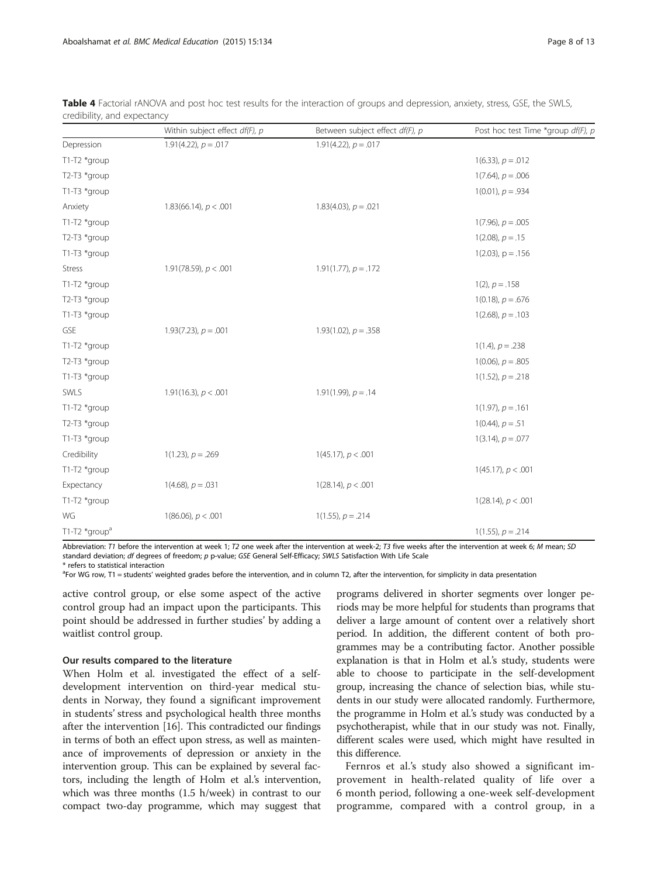**Table 4** Factorial rANOVA and post hoc test results for the interaction of groups and depression, anxiety, stress, GSE, the SWLS, credibility, and expectancy

| | Within subject effect *df(F), p* | Between subject effect *df(F), p* | Post hoc test Time *group *df(F), p* |
|---|---|---|---|
| Depression | 1.91(4.22), $p = .017$ | 1.91(4.22), $p = .017$ | |
| T1-T2 *group | | | 1(6.33), $p = .012$ |
| T2-T3 *group | | | 1(7.64), $p = .006$ |
| T1-T3 *group | | | 1(0.01), $p = .934$ |
| Anxiety | 1.83(66.14), $p < .001$ | 1.83(4.03), $p = .021$ | |
| T1-T2 *group | | | 1(7.96), $p = .005$ |
| T2-T3 *group | | | 1(2.08), $p = .15$ |
| T1-T3 *group | | | 1(2.03), $p = .156$ |
| Stress | 1.91(78.59), $p < .001$ | 1.91(1.77), $p = .172$ | |
| T1-T2 *group | | | 1(2), $p = .158$ |
| T2-T3 *group | | | 1(0.18), $p = .676$ |
| T1-T3 *group | | | 1(2.68), $p = .103$ |
| GSE | 1.93(7.23), $p = .001$ | 1.93(1.02), $p = .358$ | |
| T1-T2 *group | | | 1(1.4), $p = .238$ |
| T2-T3 *group | | | 1(0.06), $p = .805$ |
| T1-T3 *group | | | 1(1.52), $p = .218$ |
| SWLS | 1.91(16.3), $p < .001$ | 1.91(1.99), $p = .14$ | |
| T1-T2 *group | | | 1(1.97), $p = .161$ |
| T2-T3 *group | | | 1(0.44), $p = .51$ |
| T1-T3 *group | | | 1(3.14), $p = .077$ |
| Credibility | 1(1.23), $p = .269$ | 1(45.17), $p < .001$ | |
| T1-T2 *group | | | 1(45.17), $p < .001$ |
| Expectancy | 1(4.68), $p = .031$ | 1(28.14), $p < .001$ | |
| T1-T2 *group | | | 1(28.14), $p < .001$ |
| WG | 1(86.06), $p < .001$ | 1(1.55), $p = .214$ | |
| T1-T2 *group[a] | | | 1(1.55), $p = .214$ |

Abbreviation: *T1* before the intervention at week 1; *T2* one week after the intervention at week-2; *T3* five weeks after the intervention at week 6; *M* mean; *SD* standard deviation; *df* degrees of freedom; *p* p-value; *GSE* General Self-Efficacy; *SWLS* Satisfaction With Life Scale

\* refers to statistical interaction

[a]For WG row, T1 = students' weighted grades before the intervention, and in column T2, after the intervention, for simplicity in data presentation

active control group, or else some aspect of the active control group had an impact upon the participants. This point should be addressed in further studies' by adding a waitlist control group.

### Our results compared to the literature

When Holm et al. investigated the effect of a self-development intervention on third-year medical students in Norway, they found a significant improvement in students' stress and psychological health three months after the intervention [16]. This contradicted our findings in terms of both an effect upon stress, as well as maintenance of improvements of depression or anxiety in the intervention group. This can be explained by several factors, including the length of Holm et al.'s intervention, which was three months (1.5 h/week) in contrast to our compact two-day programme, which may suggest that programs delivered in shorter segments over longer periods may be more helpful for students than programs that deliver a large amount of content over a relatively short period. In addition, the different content of both programmes may be a contributing factor. Another possible explanation is that in Holm et al.'s study, students were able to choose to participate in the self-development group, increasing the chance of selection bias, while students in our study were allocated randomly. Furthermore, the programme in Holm et al.'s study was conducted by a psychotherapist, while that in our study was not. Finally, different scales were used, which might have resulted in this difference.

Fernros et al.'s study also showed a significant improvement in health-related quality of life over a 6 month period, following a one-week self-development programme, compared with a control group, in a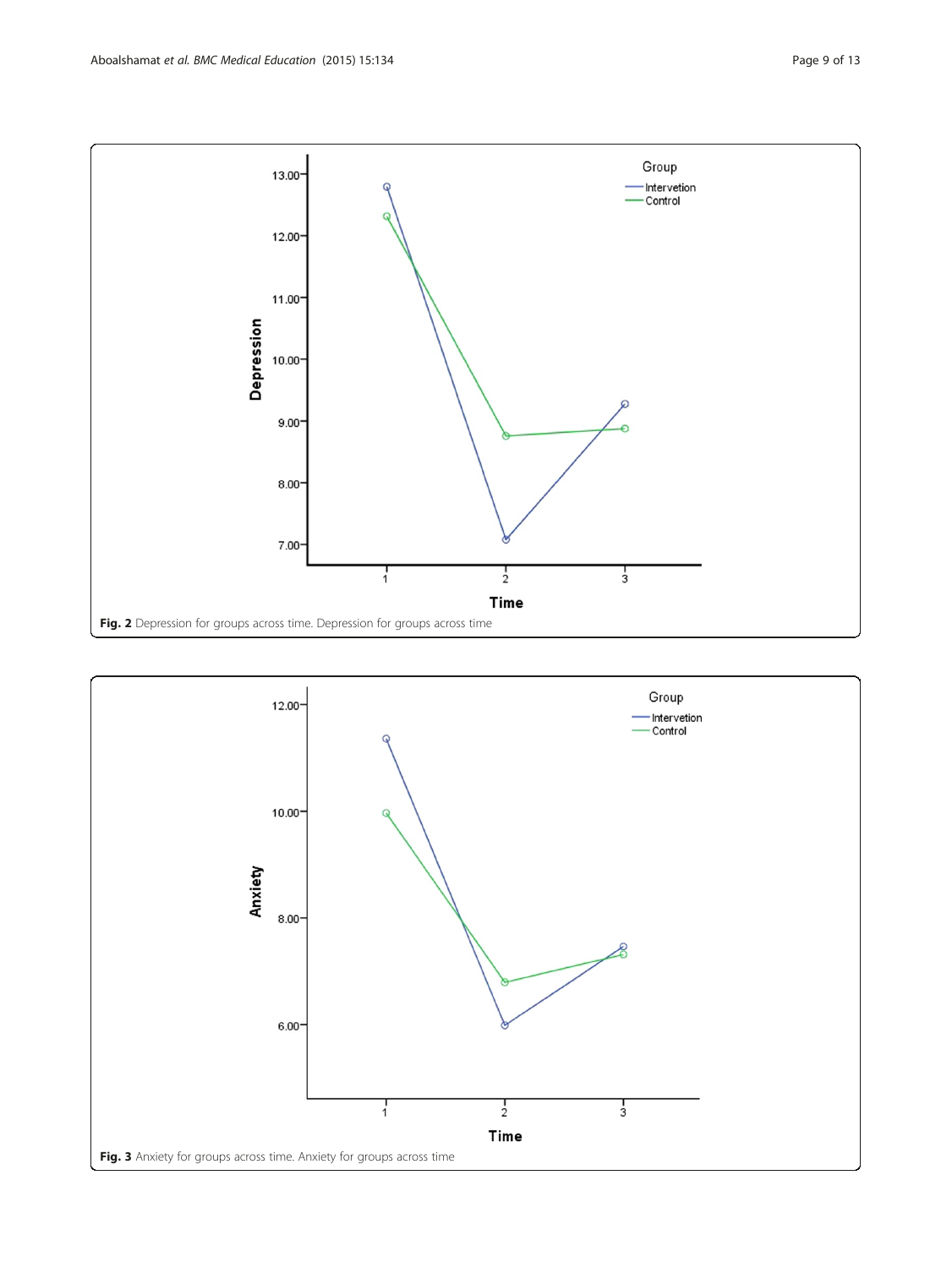**Fig. 2** Depression for groups across time. Depression for groups across time

**Fig. 3** Anxiety for groups across time. Anxiety for groups across time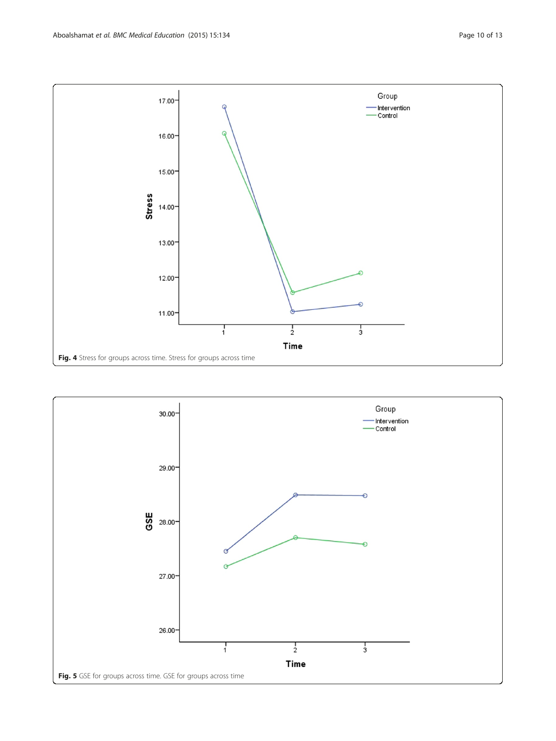**Fig. 4** Stress for groups across time. Stress for groups across time

**Fig. 5** GSE for groups across time. GSE for groups across time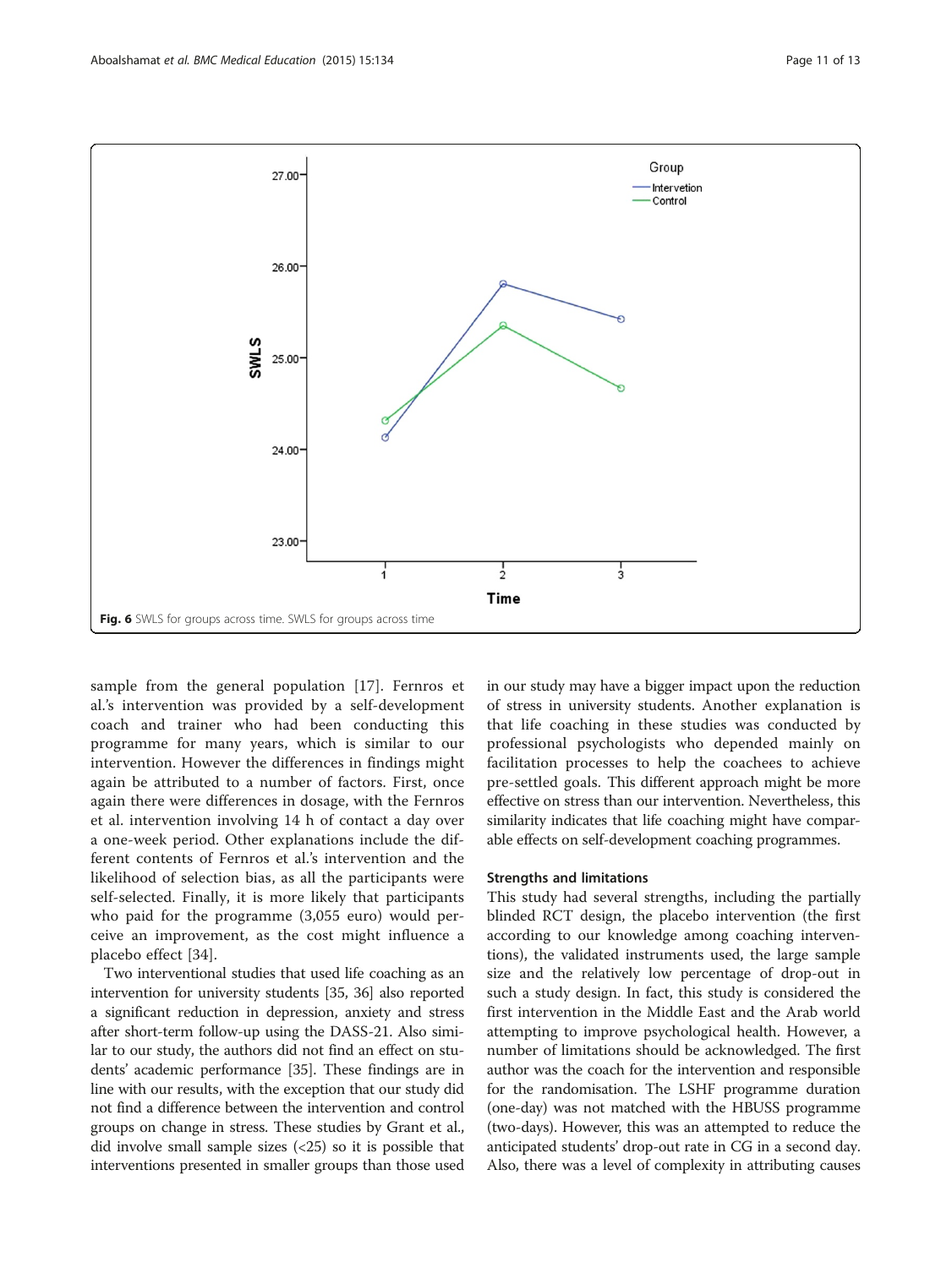Fig. 6 SWLS for groups across time. SWLS for groups across time

sample from the general population [17]. Fernros et al.'s intervention was provided by a self-development coach and trainer who had been conducting this programme for many years, which is similar to our intervention. However the differences in findings might again be attributed to a number of factors. First, once again there were differences in dosage, with the Fernros et al. intervention involving 14 h of contact a day over a one-week period. Other explanations include the different contents of Fernros et al.'s intervention and the likelihood of selection bias, as all the participants were self-selected. Finally, it is more likely that participants who paid for the programme (3,055 euro) would perceive an improvement, as the cost might influence a placebo effect [34].

Two interventional studies that used life coaching as an intervention for university students [35, 36] also reported a significant reduction in depression, anxiety and stress after short-term follow-up using the DASS-21. Also similar to our study, the authors did not find an effect on students' academic performance [35]. These findings are in line with our results, with the exception that our study did not find a difference between the intervention and control groups on change in stress. These studies by Grant et al., did involve small sample sizes (<25) so it is possible that interventions presented in smaller groups than those used in our study may have a bigger impact upon the reduction of stress in university students. Another explanation is that life coaching in these studies was conducted by professional psychologists who depended mainly on facilitation processes to help the coachees to achieve pre-settled goals. This different approach might be more effective on stress than our intervention. Nevertheless, this similarity indicates that life coaching might have comparable effects on self-development coaching programmes.

### Strengths and limitations

This study had several strengths, including the partially blinded RCT design, the placebo intervention (the first according to our knowledge among coaching interventions), the validated instruments used, the large sample size and the relatively low percentage of drop-out in such a study design. In fact, this study is considered the first intervention in the Middle East and the Arab world attempting to improve psychological health. However, a number of limitations should be acknowledged. The first author was the coach for the intervention and responsible for the randomisation. The LSHF programme duration (one-day) was not matched with the HBUSS programme (two-days). However, this was an attempted to reduce the anticipated students' drop-out rate in CG in a second day. Also, there was a level of complexity in attributing causes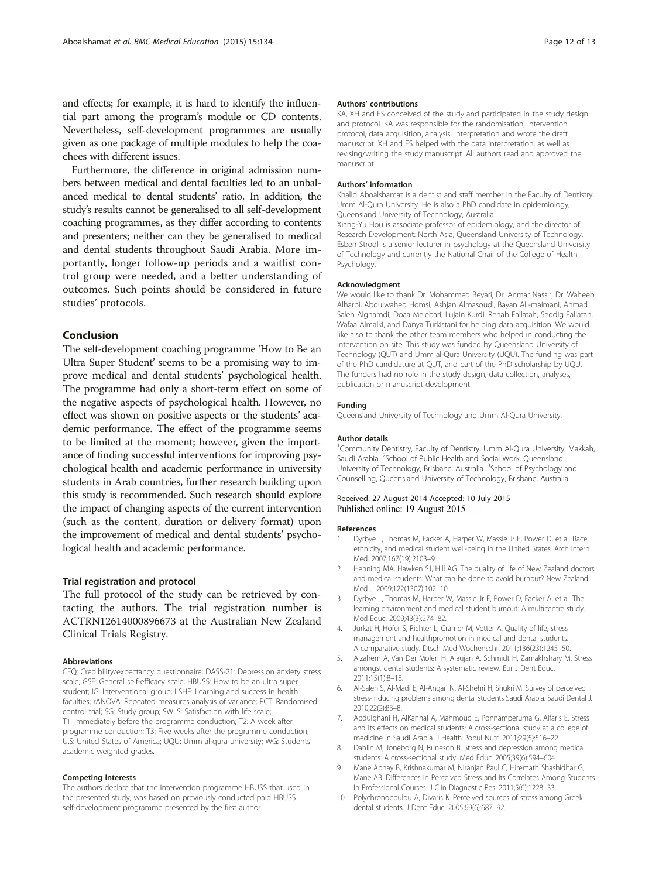and effects; for example, it is hard to identify the influential part among the program's module or CD contents. Nevertheless, self-development programmes are usually given as one package of multiple modules to help the coachees with different issues.

Furthermore, the difference in original admission numbers between medical and dental faculties led to an unbalanced medical to dental students' ratio. In addition, the study's results cannot be generalised to all self-development coaching programmes, as they differ according to contents and presenters; neither can they be generalised to medical and dental students throughout Saudi Arabia. More importantly, longer follow-up periods and a waitlist control group were needed, and a better understanding of outcomes. Such points should be considered in future studies' protocols.

## Conclusion

The self-development coaching programme 'How to Be an Ultra Super Student' seems to be a promising way to improve medical and dental students' psychological health. The programme had only a short-term effect on some of the negative aspects of psychological health. However, no effect was shown on positive aspects or the students' academic performance. The effect of the programme seems to be limited at the moment; however, given the importance of finding successful interventions for improving psychological health and academic performance in university students in Arab countries, further research building upon this study is recommended. Such research should explore the impact of changing aspects of the current intervention (such as the content, duration or delivery format) upon the improvement of medical and dental students' psychological health and academic performance.

### Trial registration and protocol

The full protocol of the study can be retrieved by contacting the authors. The trial registration number is ACTRN12614000896673 at the Australian New Zealand Clinical Trials Registry.

#### Abbreviations

CEQ: Credibility/expectancy questionnaire; DASS-21: Depression anxiety stress scale; GSE: General self-efficacy scale; HBUSS: How to be an ultra super student; IG: Interventional group; LSHF: Learning and success in health faculties; rANOVA: Repeated measures analysis of variance; RCT: Randomised control trial; SG: Study group; SWLS: Satisfaction with life scale; T1: Immediately before the programme conduction; T2: A week after programme conduction; T3: Five weeks after the programme conduction; U.S: United States of America; UQU: Umm al-qura university; WG: Students' academic weighted grades.

#### Competing interests

The authors declare that the intervention programme HBUSS that used in the presented study, was based on previously conducted paid HBUSS self-development programme presented by the first author.

#### Authors' contributions

KA, XH and ES conceived of the study and participated in the study design and protocol. KA was responsible for the randomisation, intervention protocol, data acquisition, analysis, interpretation and wrote the draft manuscript. XH and ES helped with the data interpretation, as well as revising/writing the study manuscript. All authors read and approved the manuscript.

#### Authors' information

Khalid Aboalshamat is a dentist and staff member in the Faculty of Dentistry, Umm Al-Qura University. He is also a PhD candidate in epidemiology, Queensland University of Technology, Australia.
Xiang-Yu Hou is associate professor of epidemiology, and the director of Research Development: North Asia, Queensland University of Technology. Esben Strodl is a senior lecturer in psychology at the Queensland University of Technology and currently the National Chair of the College of Health Psychology.

#### Acknowledgment

We would like to thank Dr. Mohammed Beyari, Dr. Anmar Nassir, Dr. Waheeb Alharbi, Abdulwahed Homsi, Ashjan Almasoudi, Bayan AL-maimani, Ahmad Saleh Alghamdi, Doaa Melebari, Lujain Kurdi, Rehab Fallatah, Seddig Fallatah, Wafaa Almalki, and Danya Turkistani for helping data acquisition. We would like also to thank the other team members who helped in conducting the intervention on site. This study was funded by Queensland University of Technology (QUT) and Umm al-Qura University (UQU). The funding was part of the PhD candidature at QUT, and part of the PhD scholarship by UQU. The funders had no role in the study design, data collection, analyses, publication or manuscript development.

#### Funding

Queensland University of Technology and Umm Al-Qura University.

#### Author details

[1]Community Dentistry, Faculty of Dentistry, Umm Al-Qura University, Makkah, Saudi Arabia. [2]School of Public Health and Social Work, Queensland University of Technology, Brisbane, Australia. [3]School of Psychology and Counselling, Queensland University of Technology, Brisbane, Australia.

Received: 27 August 2014 Accepted: 10 July 2015
Published online: 19 August 2015

#### References

1. Dyrbye L, Thomas M, Eacker A, Harper W, Massie Jr F, Power D, et al. Race, ethnicity, and medical student well-being in the United States. Arch Intern Med. 2007;167(19):2103–9.
2. Henning MA, Hawken SJ, Hill AG. The quality of life of New Zealand doctors and medical students: What can be done to avoid burnout? New Zealand Med J. 2009;122(1307):102–10.
3. Dyrbye L, Thomas M, Harper W, Massie Jr F, Power D, Eacker A, et al. The learning environment and medical student burnout: A multicentre study. Med Educ. 2009;43(3):274–82.
4. Jurkat H, Höfer S, Richter L, Cramer M, Vetter A. Quality of life, stress management and healthpromotion in medical and dental students. A comparative study. Dtsch Med Wochenschr. 2011;136(23):1245–50.
5. Alzahem A, Van Der Molen H, Alaujan A, Schmidt H, Zamakhshary M. Stress amongst dental students: A systematic review. Eur J Dent Educ. 2011;15(1):8–18.
6. Al-Saleh S, Al-Madi E, Al-Angari N, Al-Shehri H, Shukri M. Survey of perceived stress-inducing problems among dental students Saudi Arabia. Saudi Dental J. 2010;22(2):83–8.
7. Abdulghani H, AlKanhal A, Mahmoud E, Ponnamperuma G, Alfaris E. Stress and its effects on medical students: A cross-sectional study at a college of medicine in Saudi Arabia. J Health Popul Nutr. 2011;29(5):516–22.
8. Dahlin M, Joneborg N, Runeson B. Stress and depression among medical students: A cross-sectional study. Med Educ. 2005;39(6):594–604.
9. Mane Abhay B, Krishnakumar M, Niranjan Paul C, Hiremath Shashidhar G, Mane AB. Differences In Perceived Stress and Its Correlates Among Students In Professional Courses. J Clin Diagnostic Res. 2011;5(6):1228–33.
10. Polychronopoulou A, Divaris K. Perceived sources of stress among Greek dental students. J Dent Educ. 2005;69(6):687–92.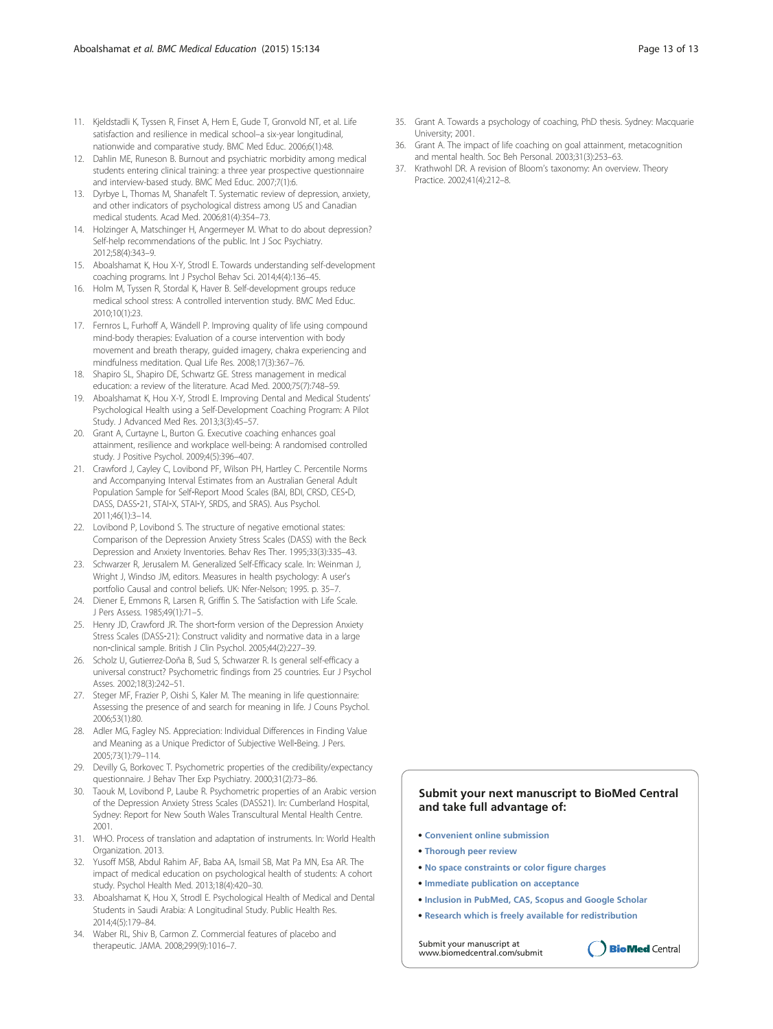11. Kjeldstadli K, Tyssen R, Finset A, Hem E, Gude T, Gronvold NT, et al. Life satisfaction and resilience in medical school–a six-year longitudinal, nationwide and comparative study. BMC Med Educ. 2006;6(1):48.
12. Dahlin ME, Runeson B. Burnout and psychiatric morbidity among medical students entering clinical training: a three year prospective questionnaire and interview-based study. BMC Med Educ. 2007;7(1):6.
13. Dyrbye L, Thomas M, Shanafelt T. Systematic review of depression, anxiety, and other indicators of psychological distress among US and Canadian medical students. Acad Med. 2006;81(4):354–73.
14. Holzinger A, Matschinger H, Angermeyer M. What to do about depression? Self-help recommendations of the public. Int J Soc Psychiatry. 2012;58(4):343–9.
15. Aboalshamat K, Hou X-Y, Strodl E. Towards understanding self-development coaching programs. Int J Psychol Behav Sci. 2014;4(4):136–45.
16. Holm M, Tyssen R, Stordal K, Haver B. Self-development groups reduce medical school stress: A controlled intervention study. BMC Med Educ. 2010;10(1):23.
17. Fernros L, Furhoff A, Wändell P. Improving quality of life using compound mind-body therapies: Evaluation of a course intervention with body movement and breath therapy, guided imagery, chakra experiencing and mindfulness meditation. Qual Life Res. 2008;17(3):367–76.
18. Shapiro SL, Shapiro DE, Schwartz GE. Stress management in medical education: a review of the literature. Acad Med. 2000;75(7):748–59.
19. Aboalshamat K, Hou X-Y, Strodl E. Improving Dental and Medical Students' Psychological Health using a Self-Development Coaching Program: A Pilot Study. J Advanced Med Res. 2013;3(3):45–57.
20. Grant A, Curtayne L, Burton G. Executive coaching enhances goal attainment, resilience and workplace well-being: A randomised controlled study. J Positive Psychol. 2009;4(5):396–407.
21. Crawford J, Cayley C, Lovibond PF, Wilson PH, Hartley C. Percentile Norms and Accompanying Interval Estimates from an Australian General Adult Population Sample for Self-Report Mood Scales (BAI, BDI, CRSD, CES-D, DASS, DASS-21, STAI-X, STAI-Y, SRDS, and SRAS). Aus Psychol. 2011;46(1):3–14.
22. Lovibond P, Lovibond S. The structure of negative emotional states: Comparison of the Depression Anxiety Stress Scales (DASS) with the Beck Depression and Anxiety Inventories. Behav Res Ther. 1995;33(3):335–43.
23. Schwarzer R, Jerusalem M. Generalized Self-Efficacy scale. In: Weinman J, Wright J, Windso JM, editors. Measures in health psychology: A user's portfolio Causal and control beliefs. UK: Nfer-Nelson; 1995. p. 35–7.
24. Diener E, Emmons R, Larsen R, Griffin S. The Satisfaction with Life Scale. J Pers Assess. 1985;49(1):71–5.
25. Henry JD, Crawford JR. The short-form version of the Depression Anxiety Stress Scales (DASS-21): Construct validity and normative data in a large non-clinical sample. British J Clin Psychol. 2005;44(2):227–39.
26. Scholz U, Gutierrez-Doña B, Sud S, Schwarzer R. Is general self-efficacy a universal construct? Psychometric findings from 25 countries. Eur J Psychol Asses. 2002;18(3):242–51.
27. Steger MF, Frazier P, Oishi S, Kaler M. The meaning in life questionnaire: Assessing the presence of and search for meaning in life. J Couns Psychol. 2006;53(1):80.
28. Adler MG, Fagley NS. Appreciation: Individual Differences in Finding Value and Meaning as a Unique Predictor of Subjective Well-Being. J Pers. 2005;73(1):79–114.
29. Devilly G, Borkovec T. Psychometric properties of the credibility/expectancy questionnaire. J Behav Ther Exp Psychiatry. 2000;31(2):73–86.
30. Taouk M, Lovibond P, Laube R. Psychometric properties of an Arabic version of the Depression Anxiety Stress Scales (DASS21). In: Cumberland Hospital, Sydney: Report for New South Wales Transcultural Mental Health Centre. 2001.
31. WHO. Process of translation and adaptation of instruments. In: World Health Organization. 2013.
32. Yusoff MSB, Abdul Rahim AF, Baba AA, Ismail SB, Mat Pa MN, Esa AR. The impact of medical education on psychological health of students: A cohort study. Psychol Health Med. 2013;18(4):420–30.
33. Aboalshamat K, Hou X, Strodl E. Psychological Health of Medical and Dental Students in Saudi Arabia: A Longitudinal Study. Public Health Res. 2014;4(5):179–84.
34. Waber RL, Shiv B, Carmon Z. Commercial features of placebo and therapeutic. JAMA. 2008;299(9):1016–7.
35. Grant A. Towards a psychology of coaching, PhD thesis. Sydney: Macquarie University; 2001.
36. Grant A. The impact of life coaching on goal attainment, metacognition and mental health. Soc Beh Personal. 2003;31(3):253–63.
37. Krathwohl DR. A revision of Bloom's taxonomy: An overview. Theory Practice. 2002;41(4):212–8.

**Submit your next manuscript to BioMed Central and take full advantage of:**

- **Convenient online submission**
- **Thorough peer review**
- **No space constraints or color figure charges**
- **Immediate publication on acceptance**
- **Inclusion in PubMed, CAS, Scopus and Google Scholar**
- **Research which is freely available for redistribution**

Submit your manuscript at www.biomedcentral.com/submit

BioMed Central